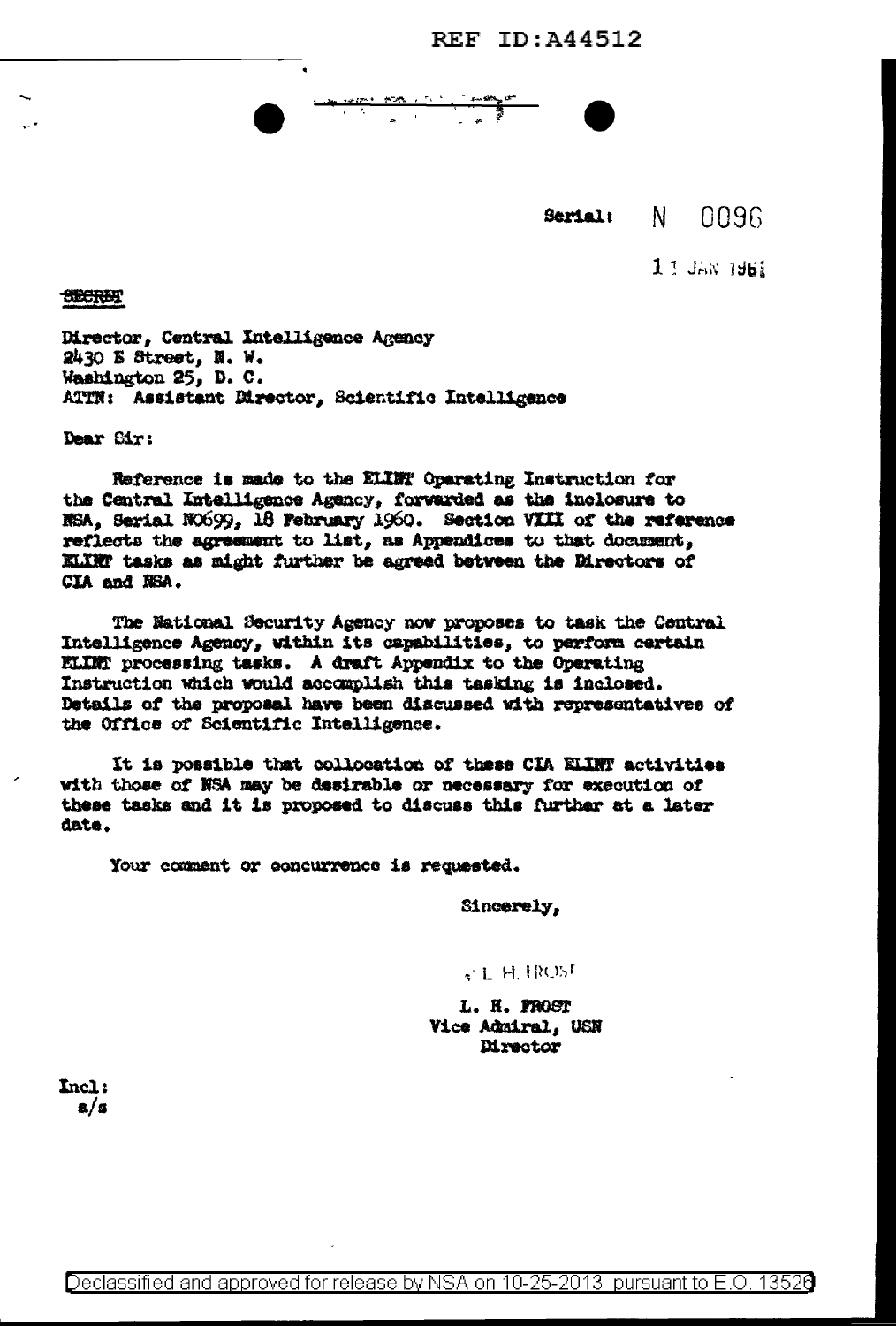REF ID:A44512

Serial: N 0096

11 JAN 1961

SECRET

Director, Central Intelligence Agency
2430 E Street, N. W.
Washington 25, D. C.
ATTN: Assistant Director, Scientific Intelligence

Dear Sir:

Reference is made to the ELINT Operating Instruction for the Central Intelligence Agency, forwarded as the inclosure to NSA, Serial N0699, 18 February 1960. Section VIII of the reference reflects the agreement to list, as Appendices to that document, ELINT tasks as might further be agreed between the Directors of CIA and NSA.

The National Security Agency now proposes to task the Central Intelligence Agency, within its capabilities, to perform certain ELINT processing tasks. A draft Appendix to the Operating Instruction which would accomplish this tasking is inclosed. Details of the proposal have been discussed with representatives of the Office of Scientific Intelligence.

It is possible that collocation of these CIA ELINT activities with those of NSA may be desirable or necessary for execution of these tasks and it is proposed to discuss this further at a later date.

Your comment or concurrence is requested.

Sincerely,

/s/ L. H. FROST

L. H. FROST
Vice Admiral, USN
Director

Incl:
a/s

Declassified and approved for release by NSA on 10-25-2013 pursuant to E.O. 13526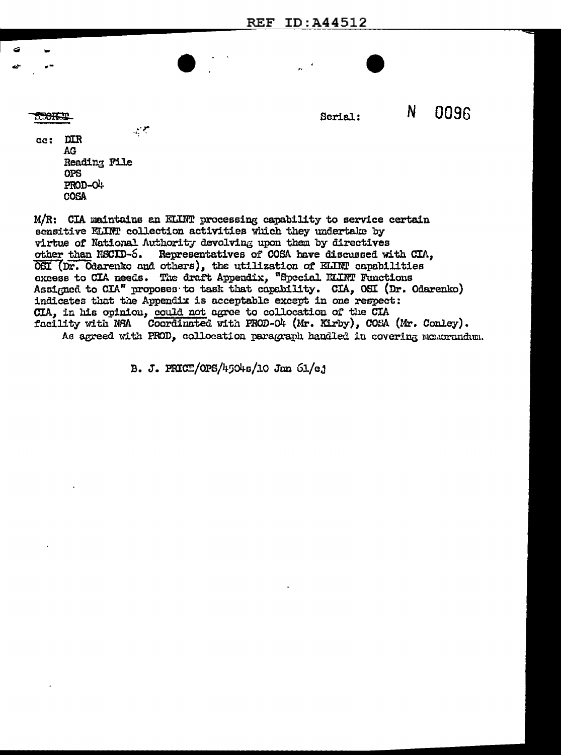SECRET

Serial: N 0096

cc: DIR
AG
Reading File
OPS
PROD-04
COSA

M/R: CIA maintains an ELINT processing capability to service certain sensitive ELINT collection activities which they undertake by virtue of National Authority devolving upon them by directives other than NSCID-6. Representatives of COSA have discussed with CIA, OSI (Dr. Odarenko and others), the utilization of ELINT capabilities excess to CIA needs. The draft Appendix, "Special ELINT Functions Assigned to CIA" proposes to task that capability. CIA, OSI (Dr. Odarenko) indicates that the Appendix is acceptable except in one respect: CIA, in his opinion, could not agree to collocation of the CIA facility with NSA Coordinated with PROD-04 (Mr. Kirby), COSA (Mr. Conley). As agreed with PROD, collocation paragraph handled in covering memorandum.

B. J. PRICE/OPS/4504s/10 Jan 61/ej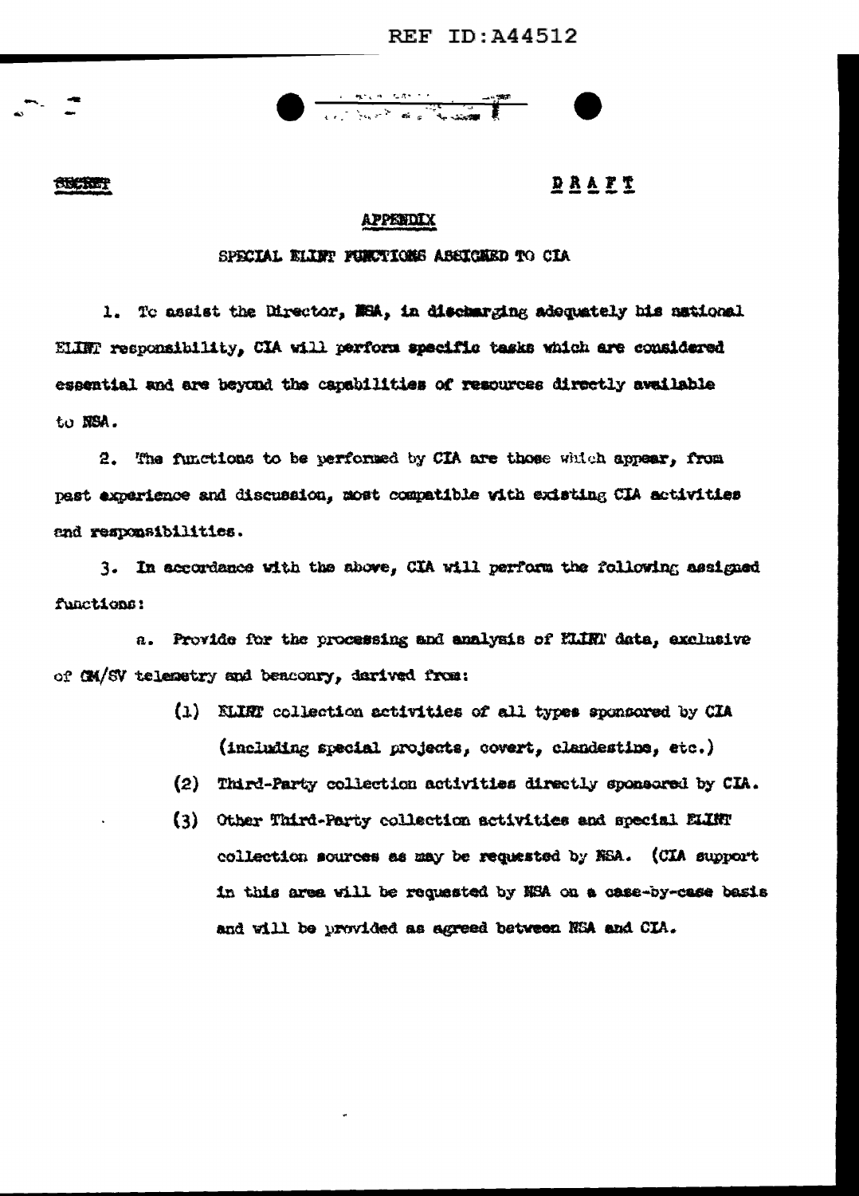SECRET

**D R A F T**

## APPENDIX

### SPECIAL ELINT FUNCTIONS ASSIGNED TO CIA

1. To assist the Director, NSA, in discharging adequately his national ELINT responsibility, CIA will perform specific tasks which are considered essential and are beyond the capabilities of resources directly available to NSA.

2. The functions to be performed by CIA are those which appear, from past experience and discussion, most compatible with existing CIA activities and responsibilities.

3. In accordance with the above, CIA will perform the following assigned functions:

   a. Provide for the processing and analysis of ELINT data, exclusive of GM/SV telemetry and beaconry, derived from:

      (1) ELINT collection activities of all types sponsored by CIA (including special projects, covert, clandestine, etc.)

      (2) Third-Party collection activities directly sponsored by CIA.

      (3) Other Third-Party collection activities and special ELINT collection sources as may be requested by NSA. (CIA support in this area will be requested by NSA on a case-by-case basis and will be provided as agreed between NSA and CIA.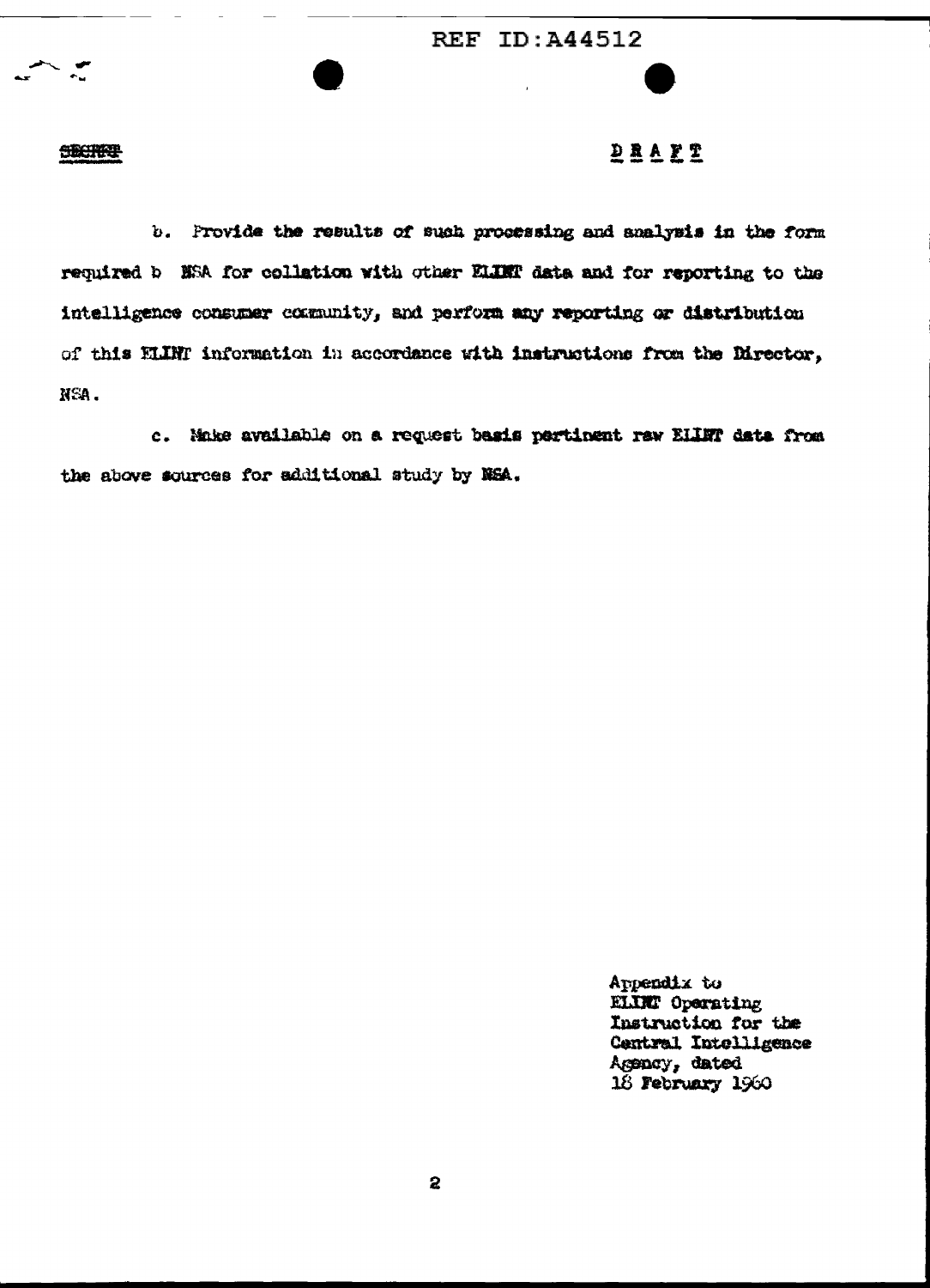REF ID:A44512

SECRET

DRAFT

b. Provide the results of such processing and analysis in the form required b NSA for collation with other ELINT data and for reporting to the intelligence consumer community, and perform any reporting or distribution of this ELINT information in accordance with instructions from the Director, NSA.

c. Make available on a request basis pertinent raw ELINT data from the above sources for additional study by NSA.

Appendix to
ELINT Operating
Instruction for the
Central Intelligence
Agency, dated
18 February 1960